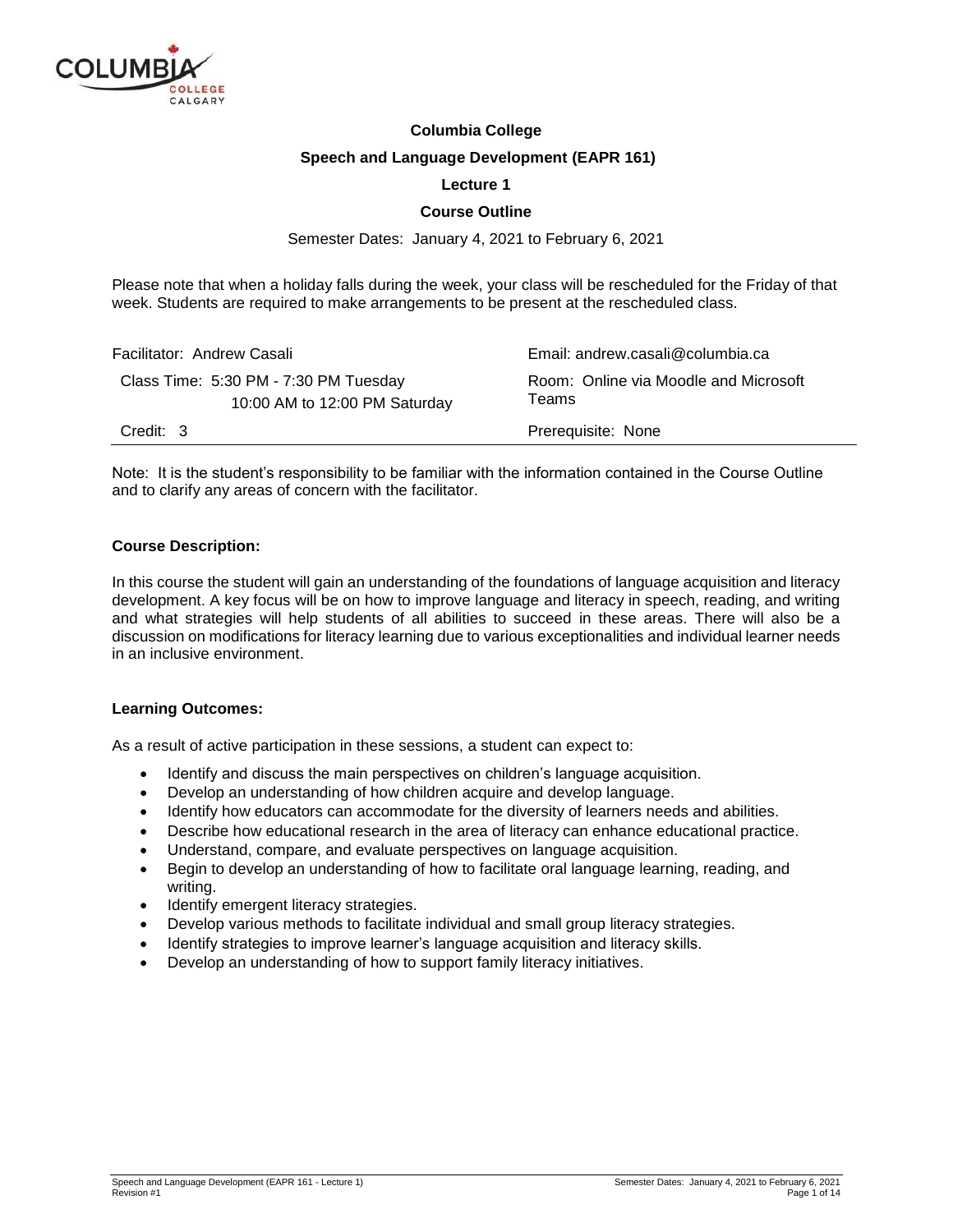**Columbia College**

**Speech and Language Development (EAPR 161)**

**Lecture 1**

**Course Outline**

Semester Dates: January 4, 2021 to February 6, 2021

Please note that when a holiday falls during the week, your class will be rescheduled for the Friday of that week. Students are required to make arrangements to be present at the rescheduled class.

| | |
|---|---|
| Facilitator: Andrew Casali | Email: andrew.casali@columbia.ca |
| Class Time: 5:30 PM - 7:30 PM Tuesday<br>10:00 AM to 12:00 PM Saturday | Room: Online via Moodle and Microsoft Teams |
| Credit: 3 | Prerequisite: None |

Note: It is the student's responsibility to be familiar with the information contained in the Course Outline and to clarify any areas of concern with the facilitator.

**Course Description:**

In this course the student will gain an understanding of the foundations of language acquisition and literacy development. A key focus will be on how to improve language and literacy in speech, reading, and writing and what strategies will help students of all abilities to succeed in these areas. There will also be a discussion on modifications for literacy learning due to various exceptionalities and individual learner needs in an inclusive environment.

**Learning Outcomes:**

As a result of active participation in these sessions, a student can expect to:

- Identify and discuss the main perspectives on children's language acquisition.
- Develop an understanding of how children acquire and develop language.
- Identify how educators can accommodate for the diversity of learners needs and abilities.
- Describe how educational research in the area of literacy can enhance educational practice.
- Understand, compare, and evaluate perspectives on language acquisition.
- Begin to develop an understanding of how to facilitate oral language learning, reading, and writing.
- Identify emergent literacy strategies.
- Develop various methods to facilitate individual and small group literacy strategies.
- Identify strategies to improve learner's language acquisition and literacy skills.
- Develop an understanding of how to support family literacy initiatives.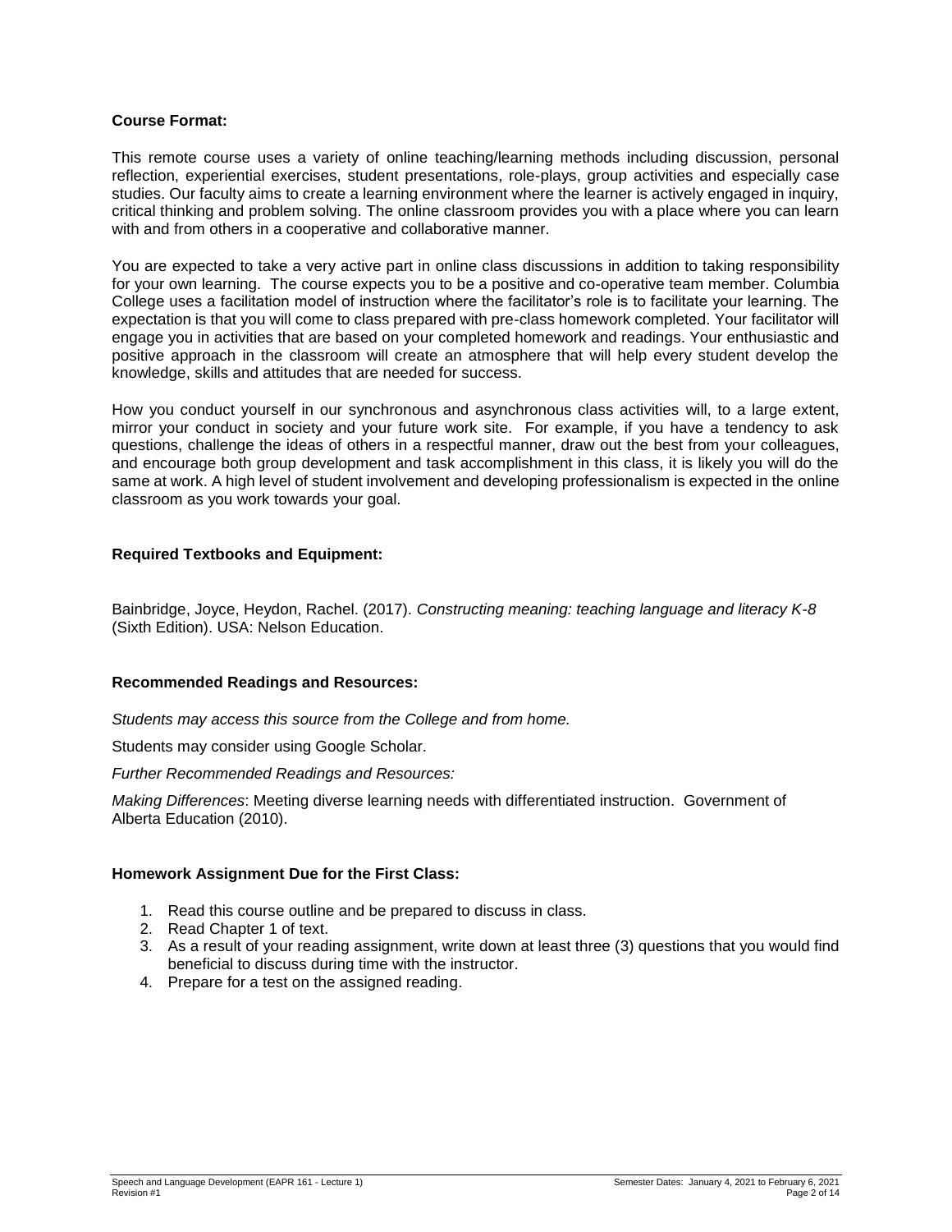**Course Format:**

This remote course uses a variety of online teaching/learning methods including discussion, personal reflection, experiential exercises, student presentations, role-plays, group activities and especially case studies. Our faculty aims to create a learning environment where the learner is actively engaged in inquiry, critical thinking and problem solving. The online classroom provides you with a place where you can learn with and from others in a cooperative and collaborative manner.

You are expected to take a very active part in online class discussions in addition to taking responsibility for your own learning. The course expects you to be a positive and co-operative team member. Columbia College uses a facilitation model of instruction where the facilitator's role is to facilitate your learning. The expectation is that you will come to class prepared with pre-class homework completed. Your facilitator will engage you in activities that are based on your completed homework and readings. Your enthusiastic and positive approach in the classroom will create an atmosphere that will help every student develop the knowledge, skills and attitudes that are needed for success.

How you conduct yourself in our synchronous and asynchronous class activities will, to a large extent, mirror your conduct in society and your future work site. For example, if you have a tendency to ask questions, challenge the ideas of others in a respectful manner, draw out the best from your colleagues, and encourage both group development and task accomplishment in this class, it is likely you will do the same at work. A high level of student involvement and developing professionalism is expected in the online classroom as you work towards your goal.

**Required Textbooks and Equipment:**

Bainbridge, Joyce, Heydon, Rachel. (2017). *Constructing meaning: teaching language and literacy K-8* (Sixth Edition). USA: Nelson Education.

**Recommended Readings and Resources:**

*Students may access this source from the College and from home.*

Students may consider using Google Scholar.

*Further Recommended Readings and Resources:*

*Making Differences*: Meeting diverse learning needs with differentiated instruction. Government of Alberta Education (2010).

**Homework Assignment Due for the First Class:**

1. Read this course outline and be prepared to discuss in class.
2. Read Chapter 1 of text.
3. As a result of your reading assignment, write down at least three (3) questions that you would find beneficial to discuss during time with the instructor.
4. Prepare for a test on the assigned reading.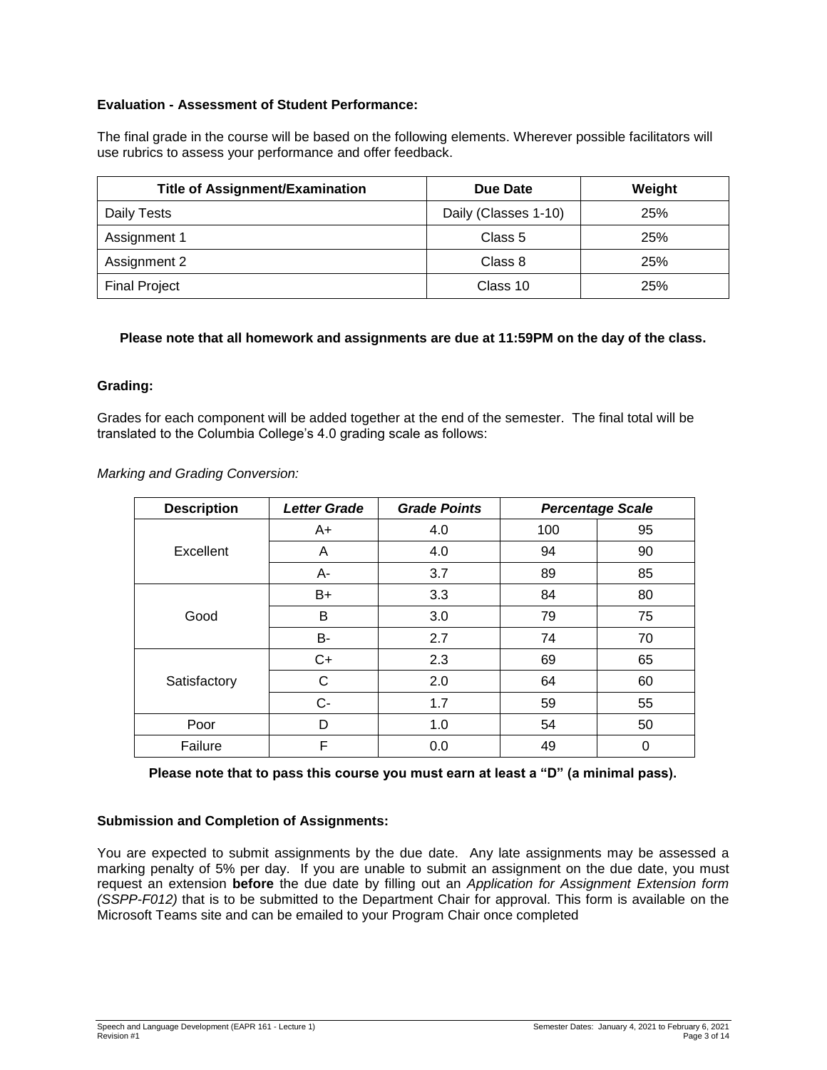**Evaluation - Assessment of Student Performance:**

The final grade in the course will be based on the following elements. Wherever possible facilitators will use rubrics to assess your performance and offer feedback.

| Title of Assignment/Examination | Due Date | Weight |
|---|---|---|
| Daily Tests | Daily (Classes 1-10) | 25% |
| Assignment 1 | Class 5 | 25% |
| Assignment 2 | Class 8 | 25% |
| Final Project | Class 10 | 25% |

**Please note that all homework and assignments are due at 11:59PM on the day of the class.**

**Grading:**

Grades for each component will be added together at the end of the semester. The final total will be translated to the Columbia College's 4.0 grading scale as follows:

*Marking and Grading Conversion:*

| Description | *Letter Grade* | *Grade Points* | *Percentage Scale* | |
|---|---|---|---|---|
| Excellent | A+ | 4.0 | 100 | 95 |
| | A | 4.0 | 94 | 90 |
| | A- | 3.7 | 89 | 85 |
| Good | B+ | 3.3 | 84 | 80 |
| | B | 3.0 | 79 | 75 |
| | B- | 2.7 | 74 | 70 |
| Satisfactory | C+ | 2.3 | 69 | 65 |
| | C | 2.0 | 64 | 60 |
| | C- | 1.7 | 59 | 55 |
| Poor | D | 1.0 | 54 | 50 |
| Failure | F | 0.0 | 49 | 0 |

**Please note that to pass this course you must earn at least a "D" (a minimal pass).**

**Submission and Completion of Assignments:**

You are expected to submit assignments by the due date. Any late assignments may be assessed a marking penalty of 5% per day. If you are unable to submit an assignment on the due date, you must request an extension **before** the due date by filling out an *Application for Assignment Extension form (SSPP-F012)* that is to be submitted to the Department Chair for approval. This form is available on the Microsoft Teams site and can be emailed to your Program Chair once completed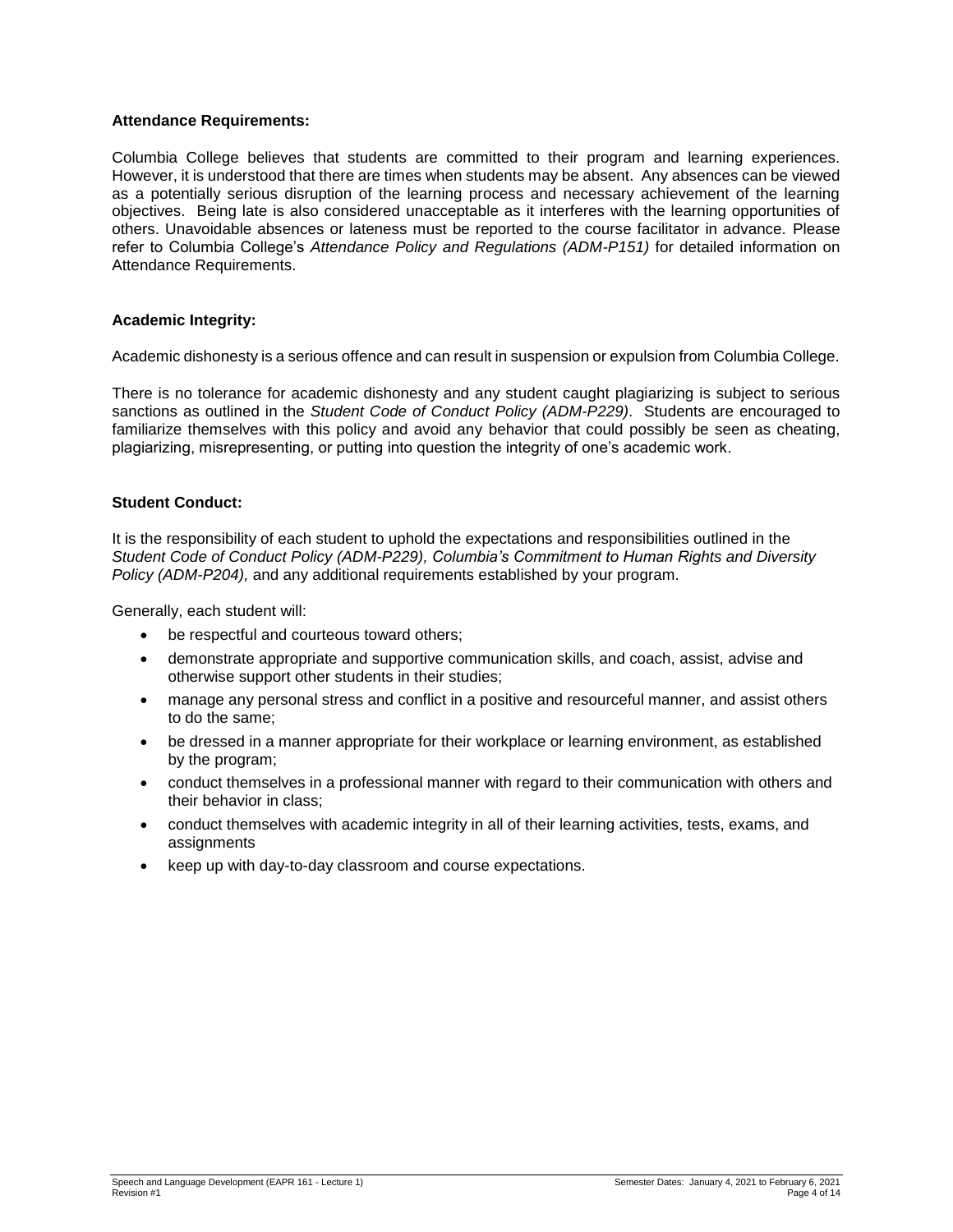**Attendance Requirements:**

Columbia College believes that students are committed to their program and learning experiences. However, it is understood that there are times when students may be absent. Any absences can be viewed as a potentially serious disruption of the learning process and necessary achievement of the learning objectives. Being late is also considered unacceptable as it interferes with the learning opportunities of others. Unavoidable absences or lateness must be reported to the course facilitator in advance. Please refer to Columbia College's *Attendance Policy and Regulations (ADM-P151)* for detailed information on Attendance Requirements.

**Academic Integrity:**

Academic dishonesty is a serious offence and can result in suspension or expulsion from Columbia College.

There is no tolerance for academic dishonesty and any student caught plagiarizing is subject to serious sanctions as outlined in the *Student Code of Conduct Policy (ADM-P229)*. Students are encouraged to familiarize themselves with this policy and avoid any behavior that could possibly be seen as cheating, plagiarizing, misrepresenting, or putting into question the integrity of one's academic work.

**Student Conduct:**

It is the responsibility of each student to uphold the expectations and responsibilities outlined in the *Student Code of Conduct Policy (ADM-P229), Columbia's Commitment to Human Rights and Diversity Policy (ADM-P204),* and any additional requirements established by your program.

Generally, each student will:

- be respectful and courteous toward others;
- demonstrate appropriate and supportive communication skills, and coach, assist, advise and otherwise support other students in their studies;
- manage any personal stress and conflict in a positive and resourceful manner, and assist others to do the same;
- be dressed in a manner appropriate for their workplace or learning environment, as established by the program;
- conduct themselves in a professional manner with regard to their communication with others and their behavior in class;
- conduct themselves with academic integrity in all of their learning activities, tests, exams, and assignments
- keep up with day-to-day classroom and course expectations.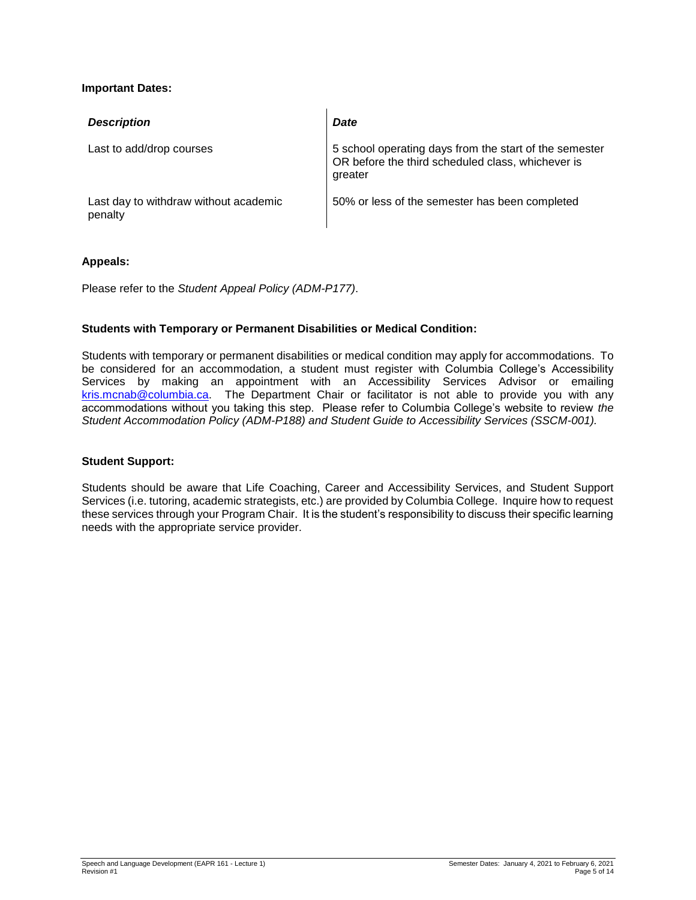**Important Dates:**

| *Description* | *Date* |
|---|---|
| Last to add/drop courses | 5 school operating days from the start of the semester OR before the third scheduled class, whichever is greater |
| Last day to withdraw without academic penalty | 50% or less of the semester has been completed |

**Appeals:**

Please refer to the *Student Appeal Policy (ADM-P177)*.

**Students with Temporary or Permanent Disabilities or Medical Condition:**

Students with temporary or permanent disabilities or medical condition may apply for accommodations. To be considered for an accommodation, a student must register with Columbia College's Accessibility Services by making an appointment with an Accessibility Services Advisor or emailing kris.mcnab@columbia.ca. The Department Chair or facilitator is not able to provide you with any accommodations without you taking this step. Please refer to Columbia College's website to review *the Student Accommodation Policy (ADM-P188) and Student Guide to Accessibility Services (SSCM-001).*

**Student Support:**

Students should be aware that Life Coaching, Career and Accessibility Services, and Student Support Services (i.e. tutoring, academic strategists, etc.) are provided by Columbia College. Inquire how to request these services through your Program Chair. It is the student's responsibility to discuss their specific learning needs with the appropriate service provider.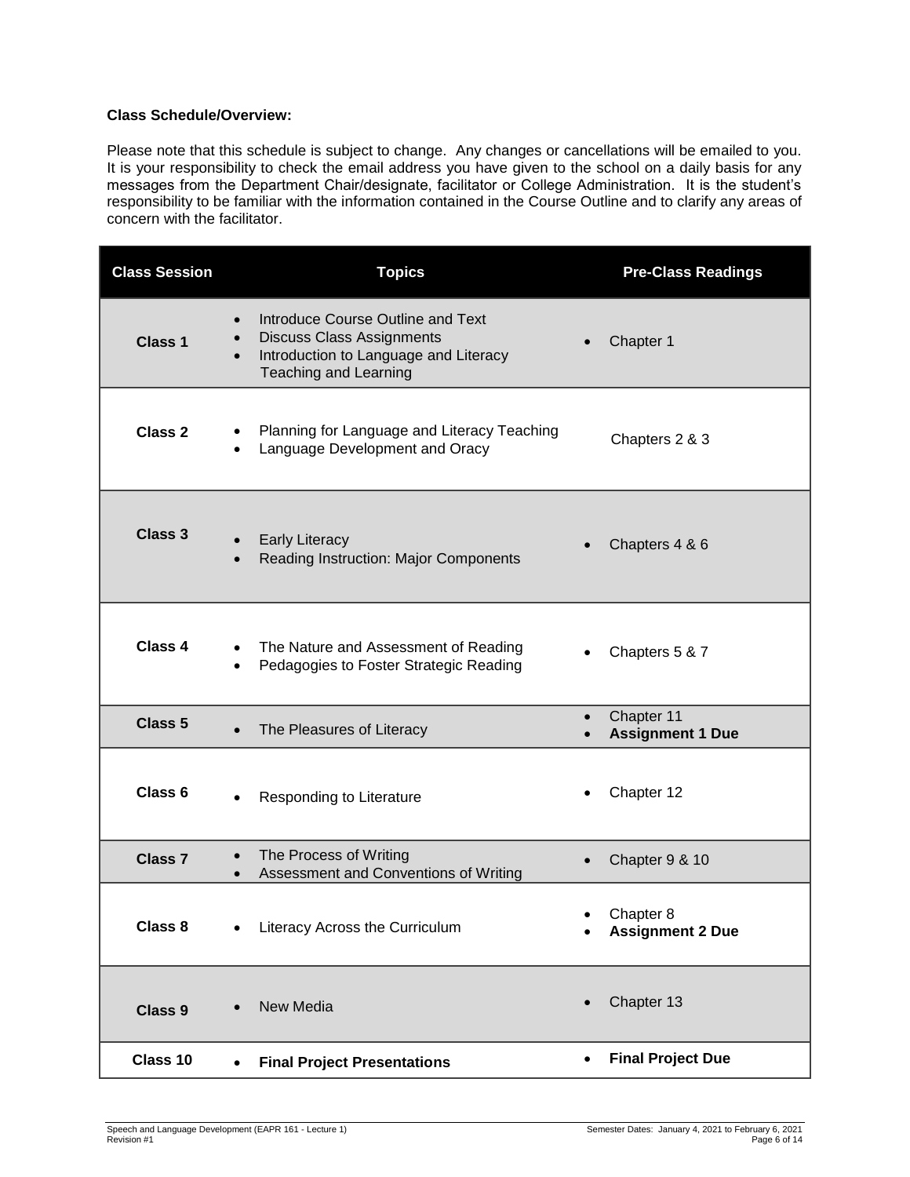**Class Schedule/Overview:**

Please note that this schedule is subject to change. Any changes or cancellations will be emailed to you. It is your responsibility to check the email address you have given to the school on a daily basis for any messages from the Department Chair/designate, facilitator or College Administration. It is the student's responsibility to be familiar with the information contained in the Course Outline and to clarify any areas of concern with the facilitator.

| Class Session | Topics | Pre-Class Readings |
|---|---|---|
| **Class 1** | • Introduce Course Outline and Text<br>• Discuss Class Assignments<br>• Introduction to Language and Literacy Teaching and Learning | • Chapter 1 |
| **Class 2** | • Planning for Language and Literacy Teaching<br>• Language Development and Oracy | Chapters 2 & 3 |
| **Class 3** | • Early Literacy<br>• Reading Instruction: Major Components | • Chapters 4 & 6 |
| **Class 4** | • The Nature and Assessment of Reading<br>• Pedagogies to Foster Strategic Reading | • Chapters 5 & 7 |
| **Class 5** | • The Pleasures of Literacy | • Chapter 11<br>• **Assignment 1 Due** |
| **Class 6** | • Responding to Literature | • Chapter 12 |
| **Class 7** | • The Process of Writing<br>• Assessment and Conventions of Writing | • Chapter 9 & 10 |
| **Class 8** | • Literacy Across the Curriculum | • Chapter 8<br>• **Assignment 2 Due** |
| **Class 9** | • New Media | • Chapter 13 |
| **Class 10** | • **Final Project Presentations** | • **Final Project Due** |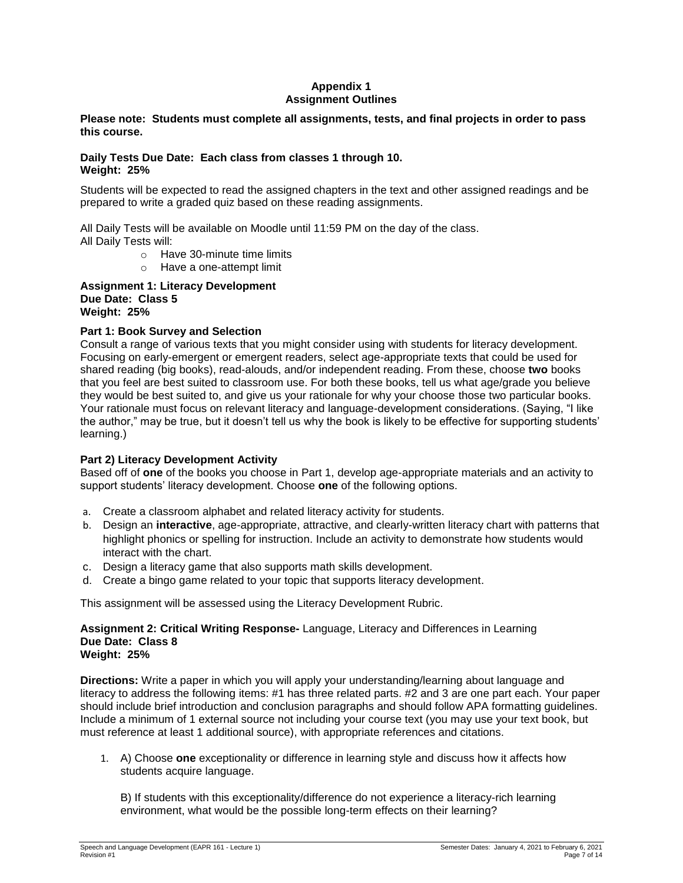## Appendix 1
## Assignment Outlines

**Please note: Students must complete all assignments, tests, and final projects in order to pass this course.**

**Daily Tests Due Date: Each class from classes 1 through 10.**
**Weight: 25%**

Students will be expected to read the assigned chapters in the text and other assigned readings and be prepared to write a graded quiz based on these reading assignments.

All Daily Tests will be available on Moodle until 11:59 PM on the day of the class.
All Daily Tests will:

- Have 30-minute time limits
- Have a one-attempt limit

**Assignment 1: Literacy Development**
**Due Date: Class 5**
**Weight: 25%**

**Part 1: Book Survey and Selection**
Consult a range of various texts that you might consider using with students for literacy development. Focusing on early-emergent or emergent readers, select age-appropriate texts that could be used for shared reading (big books), read-alouds, and/or independent reading. From these, choose **two** books that you feel are best suited to classroom use. For both these books, tell us what age/grade you believe they would be best suited to, and give us your rationale for why your choose those two particular books. Your rationale must focus on relevant literacy and language-development considerations. (Saying, "I like the author," may be true, but it doesn't tell us why the book is likely to be effective for supporting students' learning.)

**Part 2) Literacy Development Activity**
Based off of **one** of the books you choose in Part 1, develop age-appropriate materials and an activity to support students' literacy development. Choose **one** of the following options.

a. Create a classroom alphabet and related literacy activity for students.
b. Design an **interactive**, age-appropriate, attractive, and clearly-written literacy chart with patterns that highlight phonics or spelling for instruction. Include an activity to demonstrate how students would interact with the chart.
c. Design a literacy game that also supports math skills development.
d. Create a bingo game related to your topic that supports literacy development.

This assignment will be assessed using the Literacy Development Rubric.

**Assignment 2: Critical Writing Response-** Language, Literacy and Differences in Learning
**Due Date: Class 8**
**Weight: 25%**

**Directions:** Write a paper in which you will apply your understanding/learning about language and literacy to address the following items: #1 has three related parts. #2 and 3 are one part each. Your paper should include brief introduction and conclusion paragraphs and should follow APA formatting guidelines. Include a minimum of 1 external source not including your course text (you may use your text book, but must reference at least 1 additional source), with appropriate references and citations.

1. A) Choose **one** exceptionality or difference in learning style and discuss how it affects how students acquire language.

   B) If students with this exceptionality/difference do not experience a literacy-rich learning environment, what would be the possible long-term effects on their learning?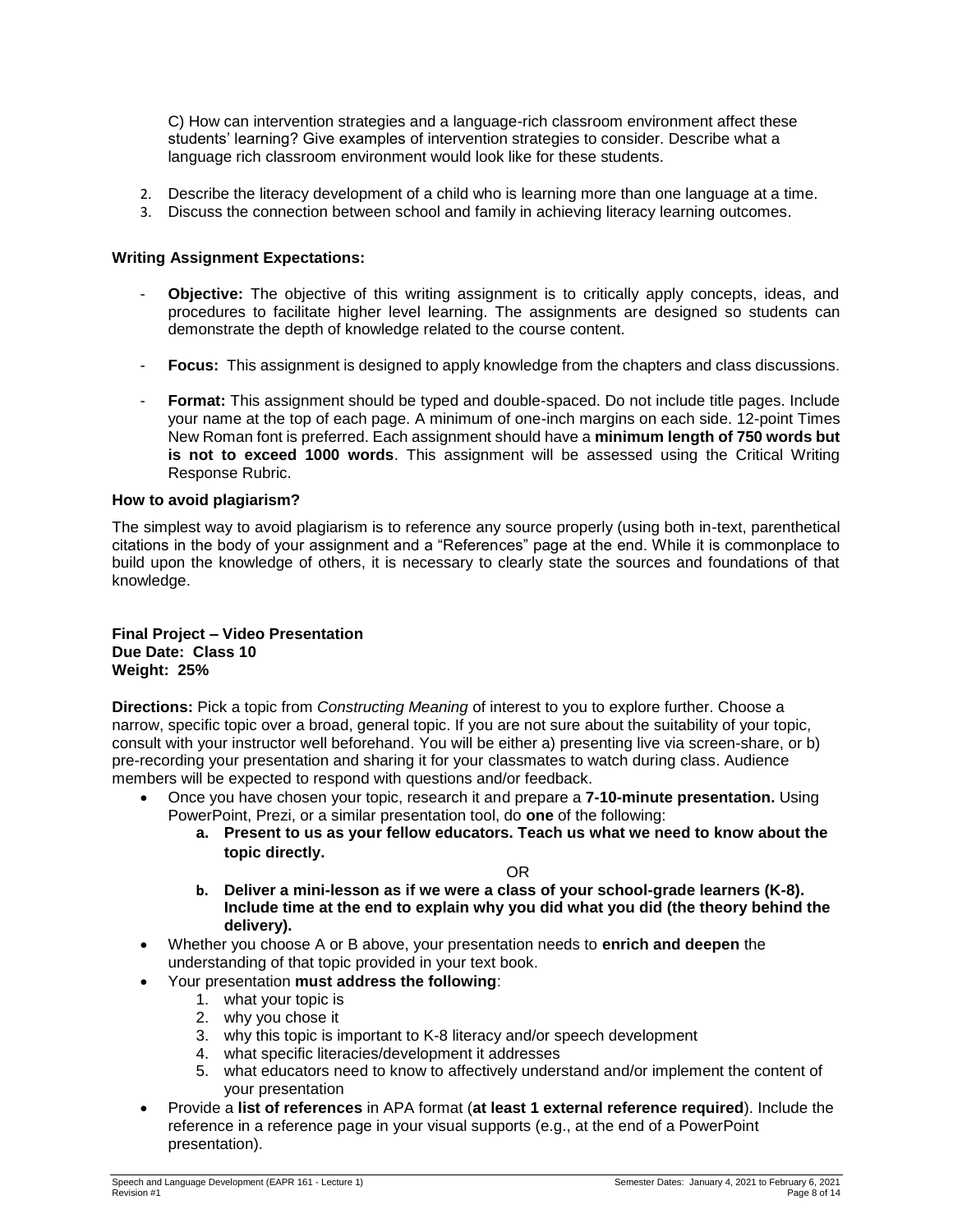C) How can intervention strategies and a language-rich classroom environment affect these students' learning? Give examples of intervention strategies to consider. Describe what a language rich classroom environment would look like for these students.

2. Describe the literacy development of a child who is learning more than one language at a time.
3. Discuss the connection between school and family in achieving literacy learning outcomes.

**Writing Assignment Expectations:**

- **Objective:** The objective of this writing assignment is to critically apply concepts, ideas, and procedures to facilitate higher level learning. The assignments are designed so students can demonstrate the depth of knowledge related to the course content.

- **Focus:** This assignment is designed to apply knowledge from the chapters and class discussions.

- **Format:** This assignment should be typed and double-spaced. Do not include title pages. Include your name at the top of each page. A minimum of one-inch margins on each side. 12-point Times New Roman font is preferred. Each assignment should have a **minimum length of 750 words but is not to exceed 1000 words**. This assignment will be assessed using the Critical Writing Response Rubric.

**How to avoid plagiarism?**

The simplest way to avoid plagiarism is to reference any source properly (using both in-text, parenthetical citations in the body of your assignment and a "References" page at the end. While it is commonplace to build upon the knowledge of others, it is necessary to clearly state the sources and foundations of that knowledge.

**Final Project – Video Presentation**
**Due Date: Class 10**
**Weight: 25%**

**Directions:** Pick a topic from *Constructing Meaning* of interest to you to explore further. Choose a narrow, specific topic over a broad, general topic. If you are not sure about the suitability of your topic, consult with your instructor well beforehand. You will be either a) presenting live via screen-share, or b) pre-recording your presentation and sharing it for your classmates to watch during class. Audience members will be expected to respond with questions and/or feedback.

- Once you have chosen your topic, research it and prepare a **7-10-minute presentation.** Using PowerPoint, Prezi, or a similar presentation tool, do **one** of the following:
  - **a. Present to us as your fellow educators. Teach us what we need to know about the topic directly.**

    OR

  - **b. Deliver a mini-lesson as if we were a class of your school-grade learners (K-8). Include time at the end to explain why you did what you did (the theory behind the delivery).**
- Whether you choose A or B above, your presentation needs to **enrich and deepen** the understanding of that topic provided in your text book.
- Your presentation **must address the following**:
  1. what your topic is
  2. why you chose it
  3. why this topic is important to K-8 literacy and/or speech development
  4. what specific literacies/development it addresses
  5. what educators need to know to affectively understand and/or implement the content of your presentation
- Provide a **list of references** in APA format (**at least 1 external reference required**). Include the reference in a reference page in your visual supports (e.g., at the end of a PowerPoint presentation).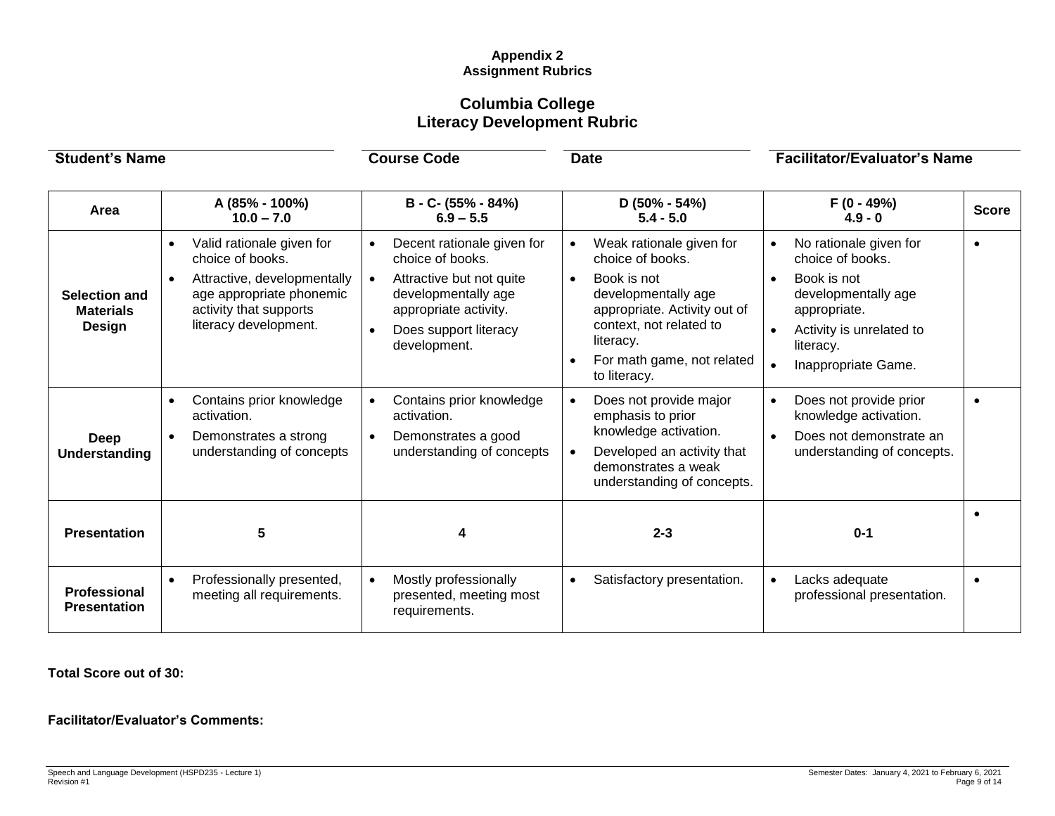**Appendix 2**
**Assignment Rubrics**

## Columbia College
## Literacy Development Rubric

**Student's Name** | **Course Code** | **Date** | **Facilitator/Evaluator's Name**

| Area | A (85% - 100%)<br>10.0 – 7.0 | B - C- (55% - 84%)<br>6.9 – 5.5 | D (50% - 54%)<br>5.4 - 5.0 | F (0 - 49%)<br>4.9 - 0 | Score |
|---|---|---|---|---|---|
| **Selection and Materials Design** | • Valid rationale given for choice of books.<br>• Attractive, developmentally age appropriate phonemic activity that supports literacy development. | • Decent rationale given for choice of books.<br>• Attractive but not quite developmentally age appropriate activity.<br>• Does support literacy development. | • Weak rationale given for choice of books.<br>• Book is not developmentally age appropriate. Activity out of context, not related to literacy.<br>• For math game, not related to literacy. | • No rationale given for choice of books.<br>• Book is not developmentally age appropriate.<br>• Activity is unrelated to literacy.<br>• Inappropriate Game. | • |
| **Deep Understanding** | • Contains prior knowledge activation.<br>• Demonstrates a strong understanding of concepts | • Contains prior knowledge activation.<br>• Demonstrates a good understanding of concepts | • Does not provide major emphasis to prior knowledge activation.<br>• Developed an activity that demonstrates a weak understanding of concepts. | • Does not provide prior knowledge activation.<br>• Does not demonstrate an understanding of concepts. | • |
| **Presentation** | 5 | 4 | 2-3 | 0-1 | • |
| **Professional Presentation** | • Professionally presented, meeting all requirements. | • Mostly professionally presented, meeting most requirements. | • Satisfactory presentation. | • Lacks adequate professional presentation. | • |

**Total Score out of 30:**

**Facilitator/Evaluator's Comments:**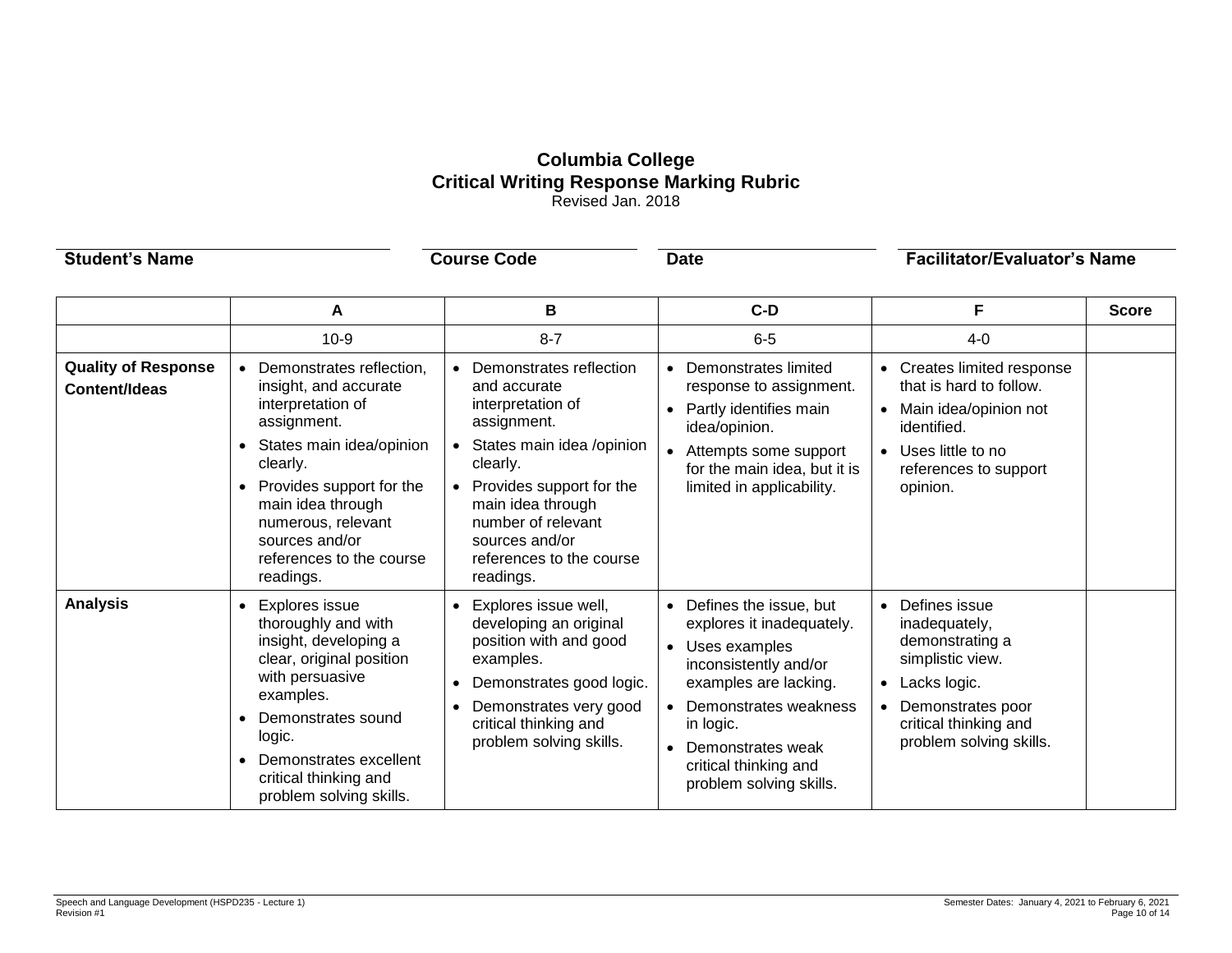# Columbia College
## Critical Writing Response Marking Rubric

Revised Jan. 2018

**Student's Name** | **Course Code** | **Date** | **Facilitator/Evaluator's Name**

| | A | B | C-D | F | Score |
|---|---|---|---|---|---|
| | 10-9 | 8-7 | 6-5 | 4-0 | |
| **Quality of Response Content/Ideas** | • Demonstrates reflection, insight, and accurate interpretation of assignment.<br>• States main idea/opinion clearly.<br>• Provides support for the main idea through numerous, relevant sources and/or references to the course readings. | • Demonstrates reflection and accurate interpretation of assignment.<br>• States main idea /opinion clearly.<br>• Provides support for the main idea through number of relevant sources and/or references to the course readings. | • Demonstrates limited response to assignment.<br>• Partly identifies main idea/opinion.<br>• Attempts some support for the main idea, but it is limited in applicability. | • Creates limited response that is hard to follow.<br>• Main idea/opinion not identified.<br>• Uses little to no references to support opinion. | |
| **Analysis** | • Explores issue thoroughly and with insight, developing a clear, original position with persuasive examples.<br>• Demonstrates sound logic.<br>• Demonstrates excellent critical thinking and problem solving skills. | • Explores issue well, developing an original position with and good examples.<br>• Demonstrates good logic.<br>• Demonstrates very good critical thinking and problem solving skills. | • Defines the issue, but explores it inadequately.<br>• Uses examples inconsistently and/or examples are lacking.<br>• Demonstrates weakness in logic.<br>• Demonstrates weak critical thinking and problem solving skills. | • Defines issue inadequately, demonstrating a simplistic view.<br>• Lacks logic.<br>• Demonstrates poor critical thinking and problem solving skills. | |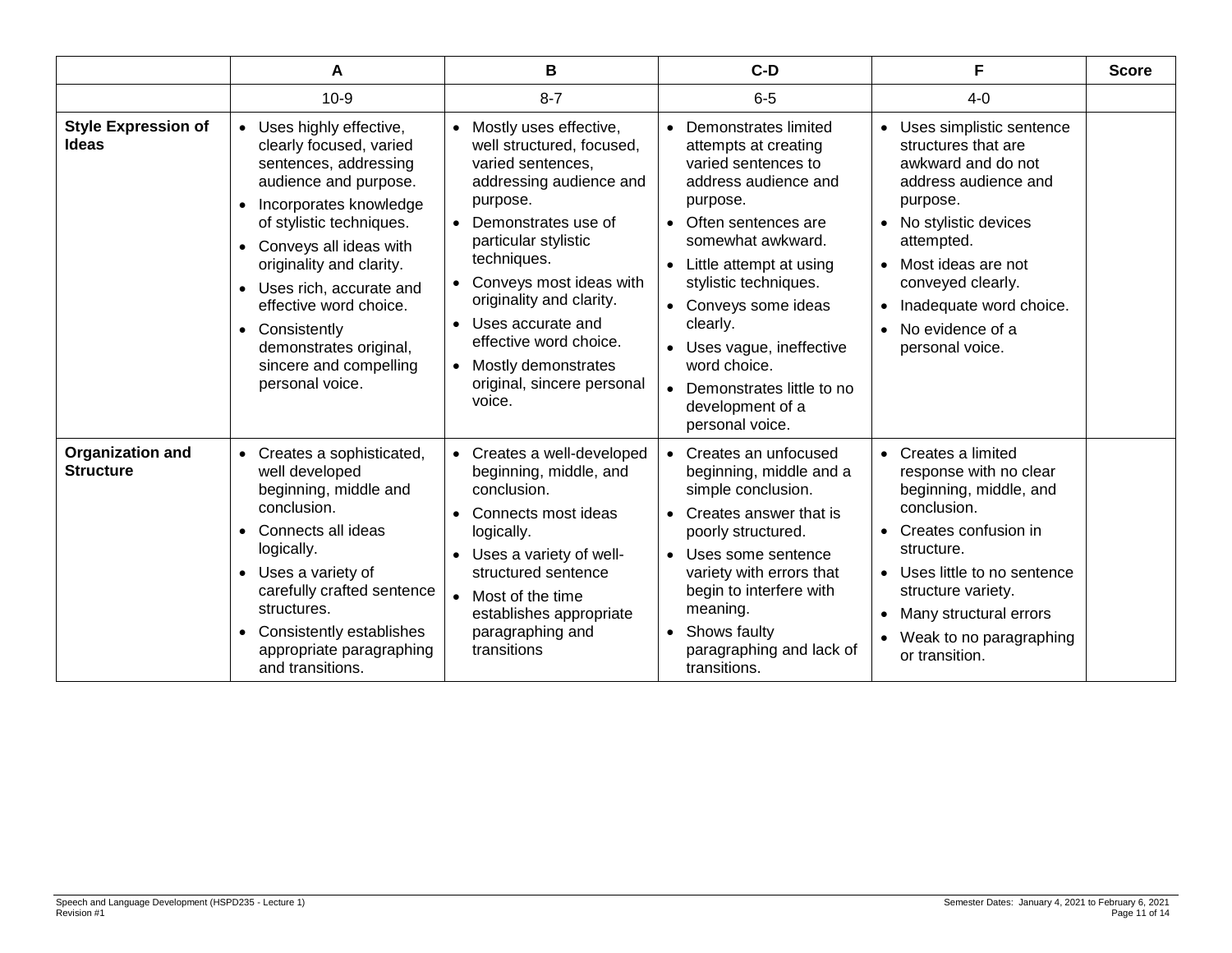| | A | B | C-D | F | Score |
|---|---|---|---|---|---|
| | 10-9 | 8-7 | 6-5 | 4-0 | |
| **Style Expression of Ideas** | • Uses highly effective, clearly focused, varied sentences, addressing audience and purpose.<br>• Incorporates knowledge of stylistic techniques.<br>• Conveys all ideas with originality and clarity.<br>• Uses rich, accurate and effective word choice.<br>• Consistently demonstrates original, sincere and compelling personal voice. | • Mostly uses effective, well structured, focused, varied sentences, addressing audience and purpose.<br>• Demonstrates use of particular stylistic techniques.<br>• Conveys most ideas with originality and clarity.<br>• Uses accurate and effective word choice.<br>• Mostly demonstrates original, sincere personal voice. | • Demonstrates limited attempts at creating varied sentences to address audience and purpose.<br>• Often sentences are somewhat awkward.<br>• Little attempt at using stylistic techniques.<br>• Conveys some ideas clearly.<br>• Uses vague, ineffective word choice.<br>• Demonstrates little to no development of a personal voice. | • Uses simplistic sentence structures that are awkward and do not address audience and purpose.<br>• No stylistic devices attempted.<br>• Most ideas are not conveyed clearly.<br>• Inadequate word choice.<br>• No evidence of a personal voice. | |
| **Organization and Structure** | • Creates a sophisticated, well developed beginning, middle and conclusion.<br>• Connects all ideas logically.<br>• Uses a variety of carefully crafted sentence structures.<br>• Consistently establishes appropriate paragraphing and transitions. | • Creates a well-developed beginning, middle, and conclusion.<br>• Connects most ideas logically.<br>• Uses a variety of well-structured sentence<br>• Most of the time establishes appropriate paragraphing and transitions | • Creates an unfocused beginning, middle and a simple conclusion.<br>• Creates answer that is poorly structured.<br>• Uses some sentence variety with errors that begin to interfere with meaning.<br>• Shows faulty paragraphing and lack of transitions. | • Creates a limited response with no clear beginning, middle, and conclusion.<br>• Creates confusion in structure.<br>• Uses little to no sentence structure variety.<br>• Many structural errors<br>• Weak to no paragraphing or transition. | |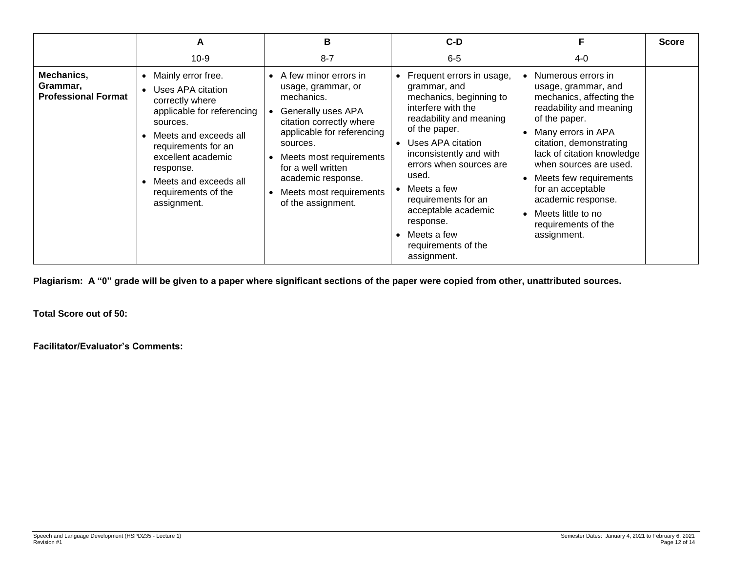| | A | B | C-D | F | Score |
|---|---|---|---|---|---|
| | 10-9 | 8-7 | 6-5 | 4-0 | |
| **Mechanics, Grammar, Professional Format** | • Mainly error free.<br>• Uses APA citation correctly where applicable for referencing sources.<br>• Meets and exceeds all requirements for an excellent academic response.<br>• Meets and exceeds all requirements of the assignment. | • A few minor errors in usage, grammar, or mechanics.<br>• Generally uses APA citation correctly where applicable for referencing sources.<br>• Meets most requirements for a well written academic response.<br>• Meets most requirements of the assignment. | • Frequent errors in usage, grammar, and mechanics, beginning to interfere with the readability and meaning of the paper.<br>• Uses APA citation inconsistently and with errors when sources are used.<br>• Meets a few requirements for an acceptable academic response.<br>• Meets a few requirements of the assignment. | • Numerous errors in usage, grammar, and mechanics, affecting the readability and meaning of the paper.<br>• Many errors in APA citation, demonstrating lack of citation knowledge when sources are used.<br>• Meets few requirements for an acceptable academic response.<br>• Meets little to no requirements of the assignment. | |

**Plagiarism: A "0" grade will be given to a paper where significant sections of the paper were copied from other, unattributed sources.**

**Total Score out of 50:**

**Facilitator/Evaluator's Comments:**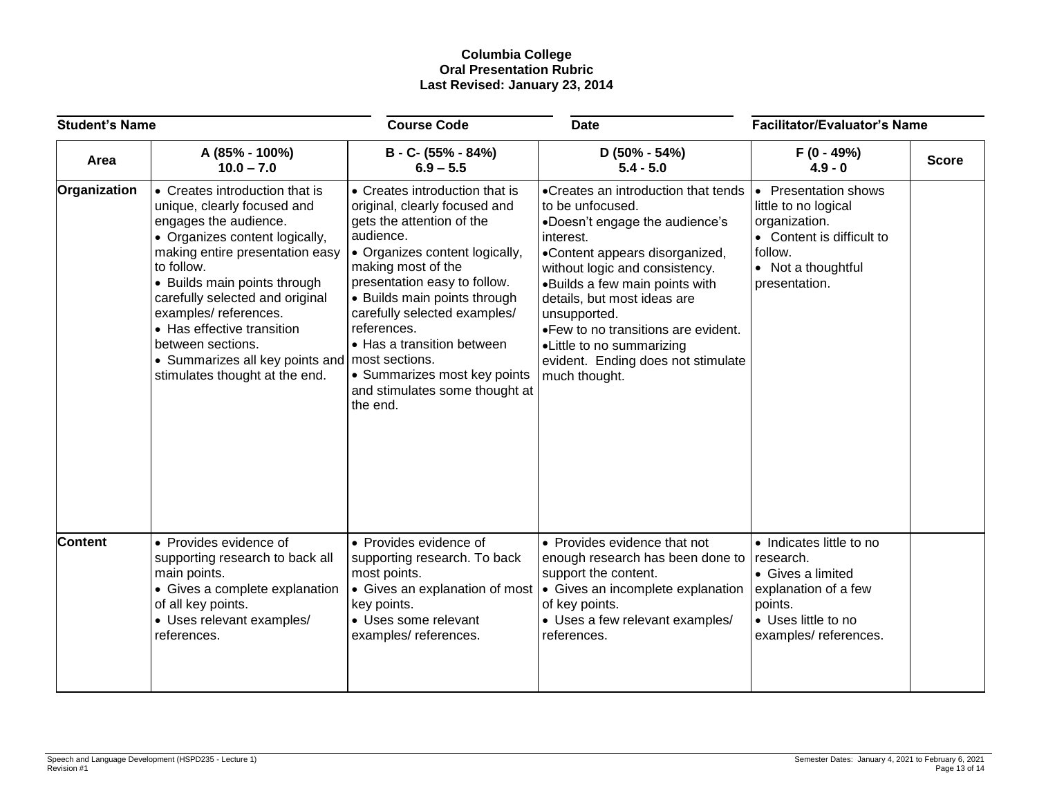**Columbia College**
**Oral Presentation Rubric**
**Last Revised: January 23, 2014**

| Student's Name | Course Code | Date | Facilitator/Evaluator's Name |
|---|---|---|---|
| | | | |

| Area | A (85% - 100%) 10.0 – 7.0 | B - C- (55% - 84%) 6.9 – 5.5 | D (50% - 54%) 5.4 - 5.0 | F (0 - 49%) 4.9 - 0 | Score |
|---|---|---|---|---|---|
| **Organization** | • Creates introduction that is unique, clearly focused and engages the audience.<br>• Organizes content logically, making entire presentation easy to follow.<br>• Builds main points through carefully selected and original examples/ references.<br>• Has effective transition between sections.<br>• Summarizes all key points and stimulates thought at the end. | • Creates introduction that is original, clearly focused and gets the attention of the audience.<br>• Organizes content logically, making most of the presentation easy to follow.<br>• Builds main points through carefully selected examples/ references.<br>• Has a transition between most sections.<br>• Summarizes most key points and stimulates some thought at the end. | • Creates an introduction that tends to be unfocused.<br>• Doesn't engage the audience's interest.<br>• Content appears disorganized, without logic and consistency.<br>• Builds a few main points with details, but most ideas are unsupported.<br>• Few to no transitions are evident.<br>• Little to no summarizing evident. Ending does not stimulate much thought. | • Presentation shows little to no logical organization.<br>• Content is difficult to follow.<br>• Not a thoughtful presentation. | |
| **Content** | • Provides evidence of supporting research to back all main points.<br>• Gives a complete explanation of all key points.<br>• Uses relevant examples/ references. | • Provides evidence of supporting research. To back most points.<br>• Gives an explanation of most key points.<br>• Uses some relevant examples/ references. | • Provides evidence that not enough research has been done to support the content.<br>• Gives an incomplete explanation of key points.<br>• Uses a few relevant examples/ references. | • Indicates little to no research.<br>• Gives a limited explanation of a few points.<br>• Uses little to no examples/ references. | |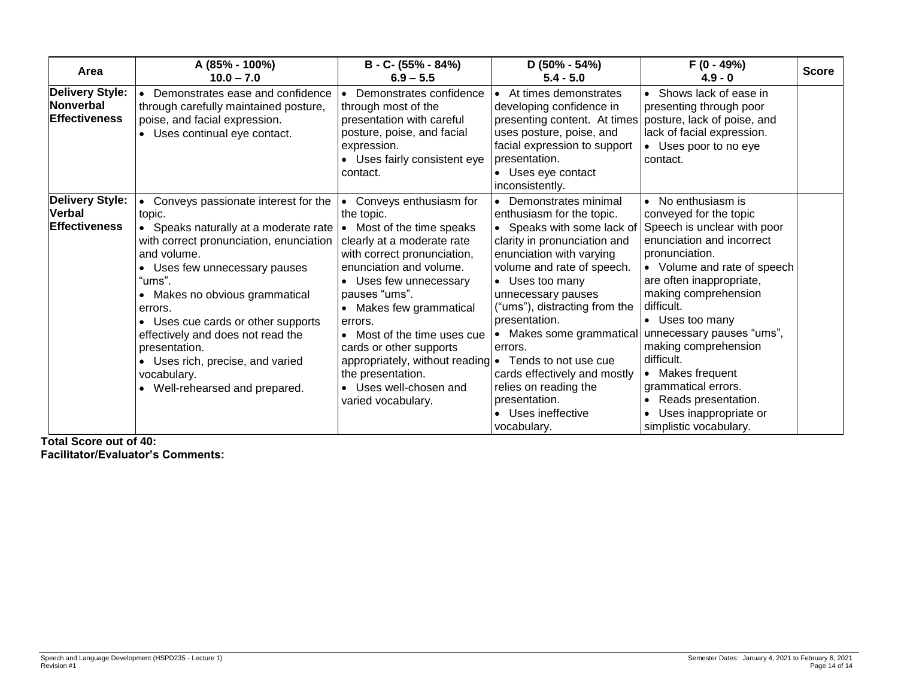| Area | A (85% - 100%) 10.0 – 7.0 | B - C- (55% - 84%) 6.9 – 5.5 | D (50% - 54%) 5.4 - 5.0 | F (0 - 49%) 4.9 - 0 | Score |
|---|---|---|---|---|---|
| **Delivery Style: Nonverbal Effectiveness** | • Demonstrates ease and confidence through carefully maintained posture, poise, and facial expression.<br>• Uses continual eye contact. | • Demonstrates confidence through most of the presentation with careful posture, poise, and facial expression.<br>• Uses fairly consistent eye contact. | • At times demonstrates developing confidence in presenting content. At times uses posture, poise, and facial expression to support presentation.<br>• Uses eye contact inconsistently. | • Shows lack of ease in presenting through poor posture, lack of poise, and lack of facial expression.<br>• Uses poor to no eye contact. | |
| **Delivery Style: Verbal Effectiveness** | • Conveys passionate interest for the topic.<br>• Speaks naturally at a moderate rate with correct pronunciation, enunciation and volume.<br>• Uses few unnecessary pauses "ums".<br>• Makes no obvious grammatical errors.<br>• Uses cue cards or other supports effectively and does not read the presentation.<br>• Uses rich, precise, and varied vocabulary.<br>• Well-rehearsed and prepared. | • Conveys enthusiasm for the topic.<br>• Most of the time speaks clearly at a moderate rate with correct pronunciation, enunciation and volume.<br>• Uses few unnecessary pauses "ums".<br>• Makes few grammatical errors.<br>• Most of the time uses cue cards or other supports appropriately, without reading the presentation.<br>• Uses well-chosen and varied vocabulary. | • Demonstrates minimal enthusiasm for the topic.<br>• Speaks with some lack of clarity in pronunciation and enunciation with varying volume and rate of speech.<br>• Uses too many unnecessary pauses ("ums"), distracting from the presentation.<br>• Makes some grammatical errors.<br>• Tends to not use cue cards effectively and mostly relies on reading the presentation.<br>• Uses ineffective vocabulary. | • No enthusiasm is conveyed for the topic Speech is unclear with poor enunciation and incorrect pronunciation.<br>• Volume and rate of speech are often inappropriate, making comprehension difficult.<br>• Uses too many unnecessary pauses "ums", making comprehension difficult.<br>• Makes frequent grammatical errors.<br>• Reads presentation.<br>• Uses inappropriate or simplistic vocabulary. | |

**Total Score out of 40:**

**Facilitator/Evaluator's Comments:**